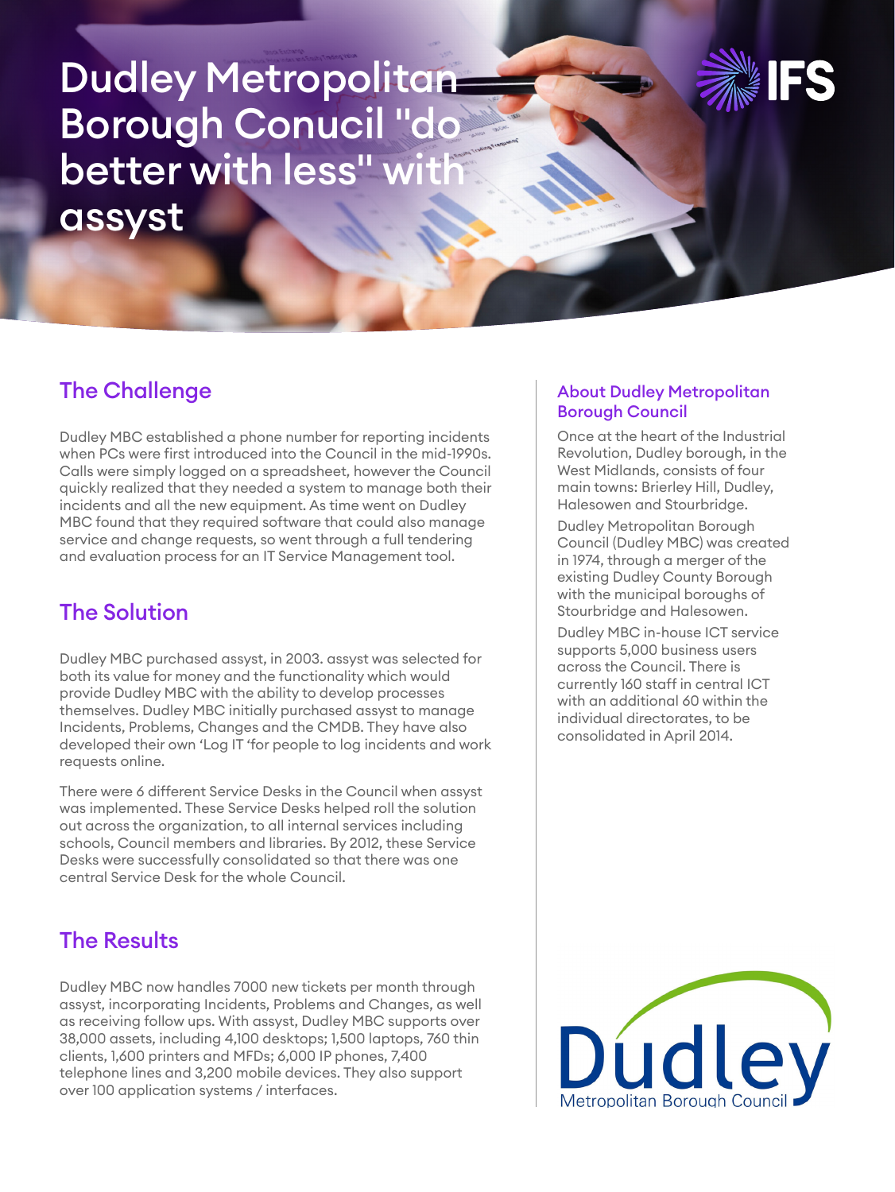# Dudley Metropolitan Borough Conucil "do better with less" with assyst

## The Challenge

Dudley MBC established a phone number for reporting incidents when PCs were first introduced into the Council in the mid-1990s. Calls were simply logged on a spreadsheet, however the Council quickly realized that they needed a system to manage both their incidents and all the new equipment. As time went on Dudley MBC found that they required software that could also manage service and change requests, so went through a full tendering and evaluation process for an IT Service Management tool.

## The Solution

Dudley MBC purchased assyst, in 2003. assyst was selected for both its value for money and the functionality which would provide Dudley MBC with the ability to develop processes themselves. Dudley MBC initially purchased assyst to manage Incidents, Problems, Changes and the CMDB. They have also developed their own 'Log IT 'for people to log incidents and work requests online.

There were 6 different Service Desks in the Council when assyst was implemented. These Service Desks helped roll the solution out across the organization, to all internal services including schools, Council members and libraries. By 2012, these Service Desks were successfully consolidated so that there was one central Service Desk for the whole Council.

## The Results

Dudley MBC now handles 7000 new tickets per month through assyst, incorporating Incidents, Problems and Changes, as well as receiving follow ups. With assyst, Dudley MBC supports over 38,000 assets, including 4,100 desktops; 1,500 laptops, 760 thin clients, 1,600 printers and MFDs; 6,000 IP phones, 7,400 telephone lines and 3,200 mobile devices. They also support over 100 application systems / interfaces.

### About Dudley Metropolitan Borough Council

Once at the heart of the Industrial Revolution, Dudley borough, in the West Midlands, consists of four main towns: Brierley Hill, Dudley, Halesowen and Stourbridge.

Dudley Metropolitan Borough Council (Dudley MBC) was created in 1974, through a merger of the existing Dudley County Borough with the municipal boroughs of Stourbridge and Halesowen.

Dudley MBC in-house ICT service supports 5,000 business users across the Council. There is currently 160 staff in central ICT with an additional 60 within the individual directorates, to be consolidated in April 2014.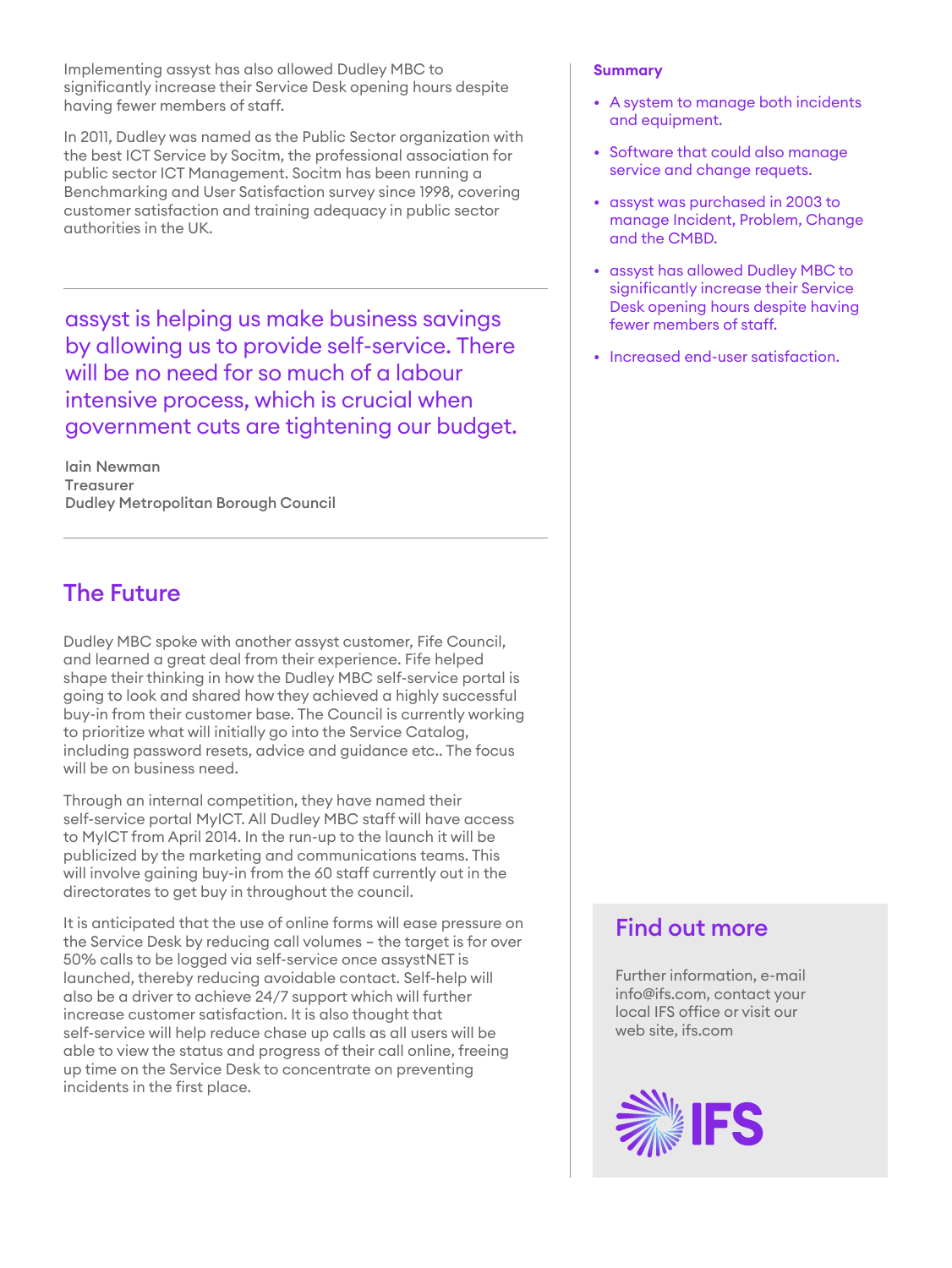Implementing assyst has also allowed Dudley MBC to significantly increase their Service Desk opening hours despite having fewer members of staff.

In 2011, Dudley was named as the Public Sector organization with the best ICT Service by Socitm, the professional association for public sector ICT Management. Socitm has been running a Benchmarking and User Satisfaction survey since 1998, covering customer satisfaction and training adequacy in public sector authorities in the UK.

> assyst is helping us make business savings by allowing us to provide self-service. There will be no need for so much of a labour intensive process, which is crucial when government cuts are tightening our budget.
>
> **Iain Newman**
> **Treasurer**
> **Dudley Metropolitan Borough Council**

## The Future

Dudley MBC spoke with another assyst customer, Fife Council, and learned a great deal from their experience. Fife helped shape their thinking in how the Dudley MBC self-service portal is going to look and shared how they achieved a highly successful buy-in from their customer base. The Council is currently working to prioritize what will initially go into the Service Catalog, including password resets, advice and guidance etc.. The focus will be on business need.

Through an internal competition, they have named their self-service portal MyICT. All Dudley MBC staff will have access to MyICT from April 2014. In the run-up to the launch it will be publicized by the marketing and communications teams. This will involve gaining buy-in from the 60 staff currently out in the directorates to get buy in throughout the council.

It is anticipated that the use of online forms will ease pressure on the Service Desk by reducing call volumes – the target is for over 50% calls to be logged via self-service once assystNET is launched, thereby reducing avoidable contact. Self-help will also be a driver to achieve 24/7 support which will further increase customer satisfaction. It is also thought that self-service will help reduce chase up calls as all users will be able to view the status and progress of their call online, freeing up time on the Service Desk to concentrate on preventing incidents in the first place.

**Summary**

- A system to manage both incidents and equipment.
- Software that could also manage service and change requets.
- assyst was purchased in 2003 to manage Incident, Problem, Change and the CMBD.
- assyst has allowed Dudley MBC to significantly increase their Service Desk opening hours despite having fewer members of staff.
- Increased end-user satisfaction.

## Find out more

Further information, e-mail info@ifs.com, contact your local IFS office or visit our web site, ifs.com

IFS